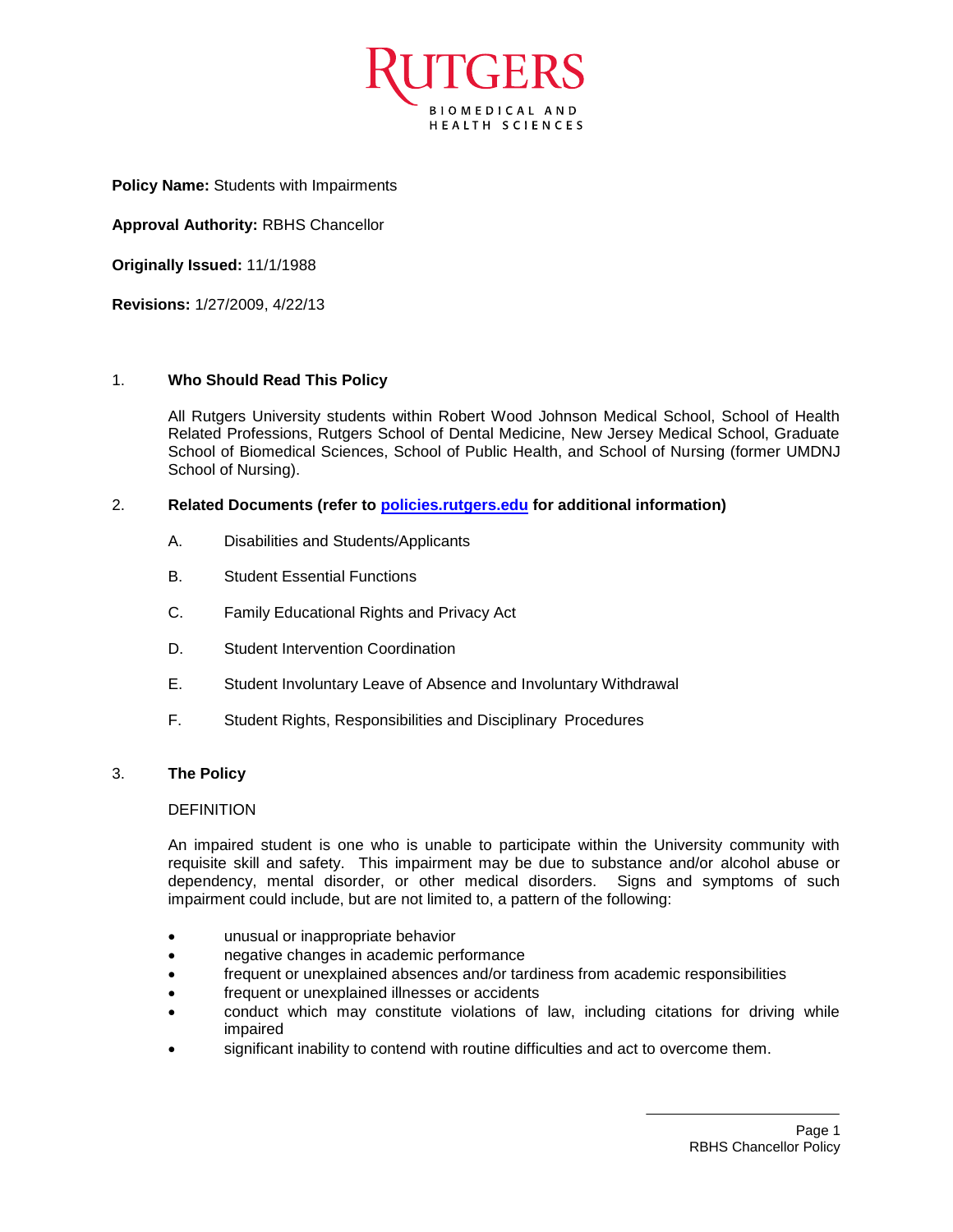**Policy Name:** Students with Impairments

**Approval Authority:** RBHS Chancellor

**Originally Issued:** 11/1/1988

**Revisions:** 1/27/2009, 4/22/13

## 1. Who Should Read This Policy

All Rutgers University students within Robert Wood Johnson Medical School, School of Health Related Professions, Rutgers School of Dental Medicine, New Jersey Medical School, Graduate School of Biomedical Sciences, School of Public Health, and School of Nursing (former UMDNJ School of Nursing).

## 2. Related Documents (refer to [policies.rutgers.edu](http://policies.rutgers.edu) for additional information)

A. Disabilities and Students/Applicants

B. Student Essential Functions

C. Family Educational Rights and Privacy Act

D. Student Intervention Coordination

E. Student Involuntary Leave of Absence and Involuntary Withdrawal

F. Student Rights, Responsibilities and Disciplinary Procedures

## 3. The Policy

DEFINITION

An impaired student is one who is unable to participate within the University community with requisite skill and safety. This impairment may be due to substance and/or alcohol abuse or dependency, mental disorder, or other medical disorders. Signs and symptoms of such impairment could include, but are not limited to, a pattern of the following:

- unusual or inappropriate behavior
- negative changes in academic performance
- frequent or unexplained absences and/or tardiness from academic responsibilities
- frequent or unexplained illnesses or accidents
- conduct which may constitute violations of law, including citations for driving while impaired
- significant inability to contend with routine difficulties and act to overcome them.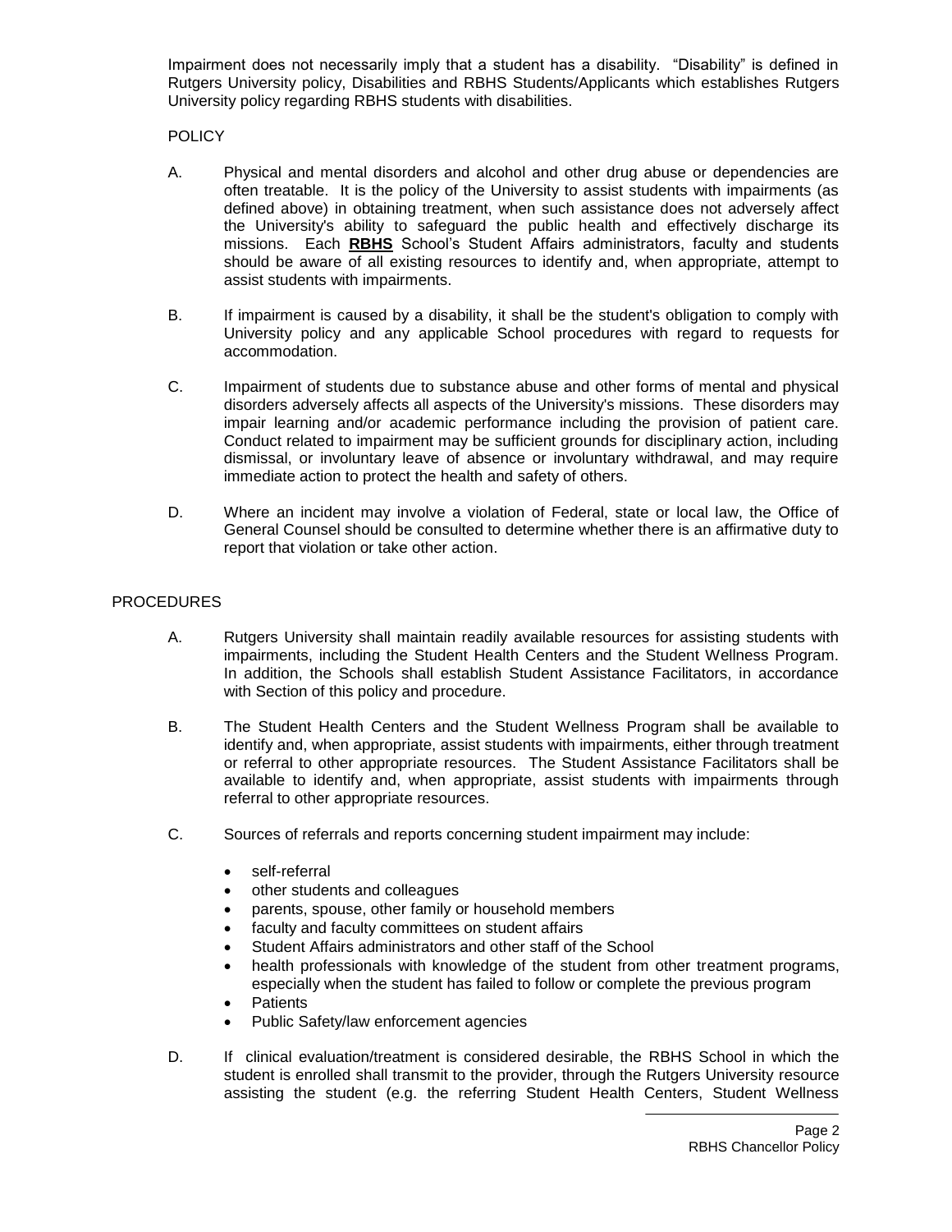Impairment does not necessarily imply that a student has a disability. "Disability" is defined in Rutgers University policy, Disabilities and RBHS Students/Applicants which establishes Rutgers University policy regarding RBHS students with disabilities.

POLICY

A. Physical and mental disorders and alcohol and other drug abuse or dependencies are often treatable. It is the policy of the University to assist students with impairments (as defined above) in obtaining treatment, when such assistance does not adversely affect the University's ability to safeguard the public health and effectively discharge its missions. Each **RBHS** School's Student Affairs administrators, faculty and students should be aware of all existing resources to identify and, when appropriate, attempt to assist students with impairments.

B. If impairment is caused by a disability, it shall be the student's obligation to comply with University policy and any applicable School procedures with regard to requests for accommodation.

C. Impairment of students due to substance abuse and other forms of mental and physical disorders adversely affects all aspects of the University's missions. These disorders may impair learning and/or academic performance including the provision of patient care. Conduct related to impairment may be sufficient grounds for disciplinary action, including dismissal, or involuntary leave of absence or involuntary withdrawal, and may require immediate action to protect the health and safety of others.

D. Where an incident may involve a violation of Federal, state or local law, the Office of General Counsel should be consulted to determine whether there is an affirmative duty to report that violation or take other action.

PROCEDURES

A. Rutgers University shall maintain readily available resources for assisting students with impairments, including the Student Health Centers and the Student Wellness Program. In addition, the Schools shall establish Student Assistance Facilitators, in accordance with Section of this policy and procedure.

B. The Student Health Centers and the Student Wellness Program shall be available to identify and, when appropriate, assist students with impairments, either through treatment or referral to other appropriate resources. The Student Assistance Facilitators shall be available to identify and, when appropriate, assist students with impairments through referral to other appropriate resources.

C. Sources of referrals and reports concerning student impairment may include:

- self-referral
- other students and colleagues
- parents, spouse, other family or household members
- faculty and faculty committees on student affairs
- Student Affairs administrators and other staff of the School
- health professionals with knowledge of the student from other treatment programs, especially when the student has failed to follow or complete the previous program
- Patients
- Public Safety/law enforcement agencies

D. If clinical evaluation/treatment is considered desirable, the RBHS School in which the student is enrolled shall transmit to the provider, through the Rutgers University resource assisting the student (e.g. the referring Student Health Centers, Student Wellness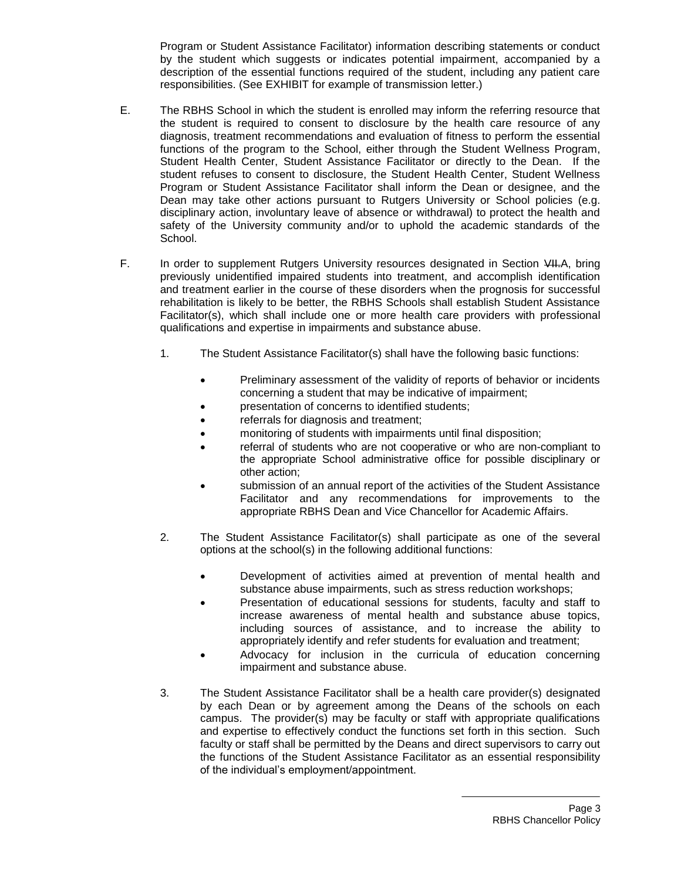Program or Student Assistance Facilitator) information describing statements or conduct by the student which suggests or indicates potential impairment, accompanied by a description of the essential functions required of the student, including any patient care responsibilities. (See EXHIBIT for example of transmission letter.)

E. The RBHS School in which the student is enrolled may inform the referring resource that the student is required to consent to disclosure by the health care resource of any diagnosis, treatment recommendations and evaluation of fitness to perform the essential functions of the program to the School, either through the Student Wellness Program, Student Health Center, Student Assistance Facilitator or directly to the Dean. If the student refuses to consent to disclosure, the Student Health Center, Student Wellness Program or Student Assistance Facilitator shall inform the Dean or designee, and the Dean may take other actions pursuant to Rutgers University or School policies (e.g. disciplinary action, involuntary leave of absence or withdrawal) to protect the health and safety of the University community and/or to uphold the academic standards of the School.

F. In order to supplement Rutgers University resources designated in Section ~~VII.~~A, bring previously unidentified impaired students into treatment, and accomplish identification and treatment earlier in the course of these disorders when the prognosis for successful rehabilitation is likely to be better, the RBHS Schools shall establish Student Assistance Facilitator(s), which shall include one or more health care providers with professional qualifications and expertise in impairments and substance abuse.

1. The Student Assistance Facilitator(s) shall have the following basic functions:

   - Preliminary assessment of the validity of reports of behavior or incidents concerning a student that may be indicative of impairment;
   - presentation of concerns to identified students;
   - referrals for diagnosis and treatment;
   - monitoring of students with impairments until final disposition;
   - referral of students who are not cooperative or who are non-compliant to the appropriate School administrative office for possible disciplinary or other action;
   - submission of an annual report of the activities of the Student Assistance Facilitator and any recommendations for improvements to the appropriate RBHS Dean and Vice Chancellor for Academic Affairs.

2. The Student Assistance Facilitator(s) shall participate as one of the several options at the school(s) in the following additional functions:

   - Development of activities aimed at prevention of mental health and substance abuse impairments, such as stress reduction workshops;
   - Presentation of educational sessions for students, faculty and staff to increase awareness of mental health and substance abuse topics, including sources of assistance, and to increase the ability to appropriately identify and refer students for evaluation and treatment;
   - Advocacy for inclusion in the curricula of education concerning impairment and substance abuse.

3. The Student Assistance Facilitator shall be a health care provider(s) designated by each Dean or by agreement among the Deans of the schools on each campus. The provider(s) may be faculty or staff with appropriate qualifications and expertise to effectively conduct the functions set forth in this section. Such faculty or staff shall be permitted by the Deans and direct supervisors to carry out the functions of the Student Assistance Facilitator as an essential responsibility of the individual's employment/appointment.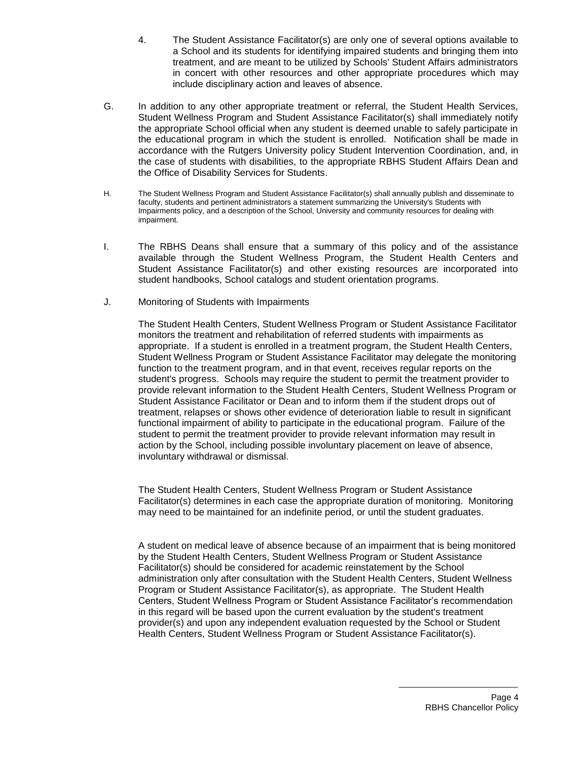4. The Student Assistance Facilitator(s) are only one of several options available to a School and its students for identifying impaired students and bringing them into treatment, and are meant to be utilized by Schools' Student Affairs administrators in concert with other resources and other appropriate procedures which may include disciplinary action and leaves of absence.

G. In addition to any other appropriate treatment or referral, the Student Health Services, Student Wellness Program and Student Assistance Facilitator(s) shall immediately notify the appropriate School official when any student is deemed unable to safely participate in the educational program in which the student is enrolled. Notification shall be made in accordance with the Rutgers University policy Student Intervention Coordination, and, in the case of students with disabilities, to the appropriate RBHS Student Affairs Dean and the Office of Disability Services for Students.

H. The Student Wellness Program and Student Assistance Facilitator(s) shall annually publish and disseminate to faculty, students and pertinent administrators a statement summarizing the University's Students with Impairments policy, and a description of the School, University and community resources for dealing with impairment.

I. The RBHS Deans shall ensure that a summary of this policy and of the assistance available through the Student Wellness Program, the Student Health Centers and Student Assistance Facilitator(s) and other existing resources are incorporated into student handbooks, School catalogs and student orientation programs.

J. Monitoring of Students with Impairments

The Student Health Centers, Student Wellness Program or Student Assistance Facilitator monitors the treatment and rehabilitation of referred students with impairments as appropriate. If a student is enrolled in a treatment program, the Student Health Centers, Student Wellness Program or Student Assistance Facilitator may delegate the monitoring function to the treatment program, and in that event, receives regular reports on the student's progress. Schools may require the student to permit the treatment provider to provide relevant information to the Student Health Centers, Student Wellness Program or Student Assistance Facilitator or Dean and to inform them if the student drops out of treatment, relapses or shows other evidence of deterioration liable to result in significant functional impairment of ability to participate in the educational program. Failure of the student to permit the treatment provider to provide relevant information may result in action by the School, including possible involuntary placement on leave of absence, involuntary withdrawal or dismissal.

The Student Health Centers, Student Wellness Program or Student Assistance Facilitator(s) determines in each case the appropriate duration of monitoring. Monitoring may need to be maintained for an indefinite period, or until the student graduates.

A student on medical leave of absence because of an impairment that is being monitored by the Student Health Centers, Student Wellness Program or Student Assistance Facilitator(s) should be considered for academic reinstatement by the School administration only after consultation with the Student Health Centers, Student Wellness Program or Student Assistance Facilitator(s), as appropriate. The Student Health Centers, Student Wellness Program or Student Assistance Facilitator's recommendation in this regard will be based upon the current evaluation by the student's treatment provider(s) and upon any independent evaluation requested by the School or Student Health Centers, Student Wellness Program or Student Assistance Facilitator(s).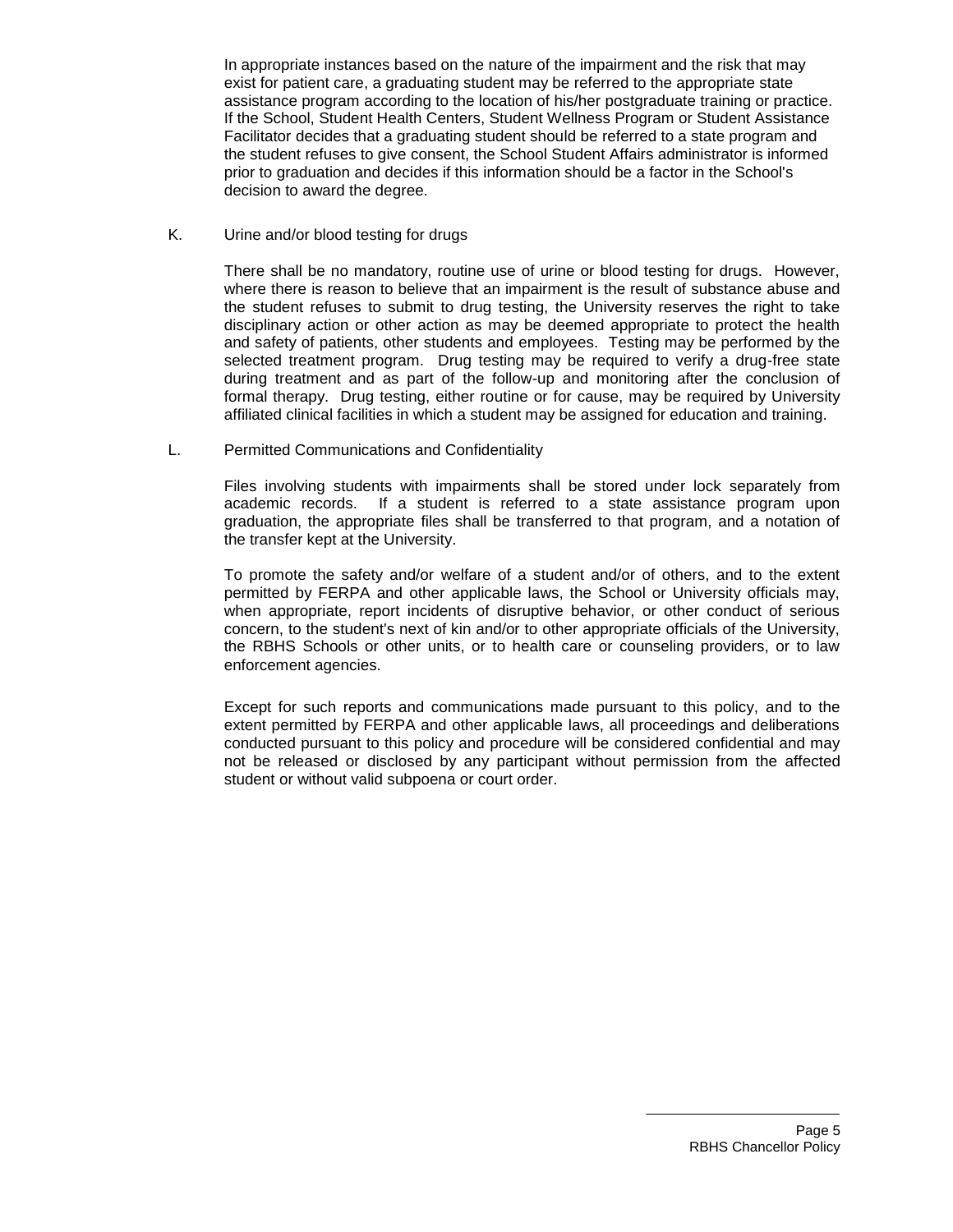In appropriate instances based on the nature of the impairment and the risk that may exist for patient care, a graduating student may be referred to the appropriate state assistance program according to the location of his/her postgraduate training or practice. If the School, Student Health Centers, Student Wellness Program or Student Assistance Facilitator decides that a graduating student should be referred to a state program and the student refuses to give consent, the School Student Affairs administrator is informed prior to graduation and decides if this information should be a factor in the School's decision to award the degree.

K. Urine and/or blood testing for drugs

There shall be no mandatory, routine use of urine or blood testing for drugs. However, where there is reason to believe that an impairment is the result of substance abuse and the student refuses to submit to drug testing, the University reserves the right to take disciplinary action or other action as may be deemed appropriate to protect the health and safety of patients, other students and employees. Testing may be performed by the selected treatment program. Drug testing may be required to verify a drug-free state during treatment and as part of the follow-up and monitoring after the conclusion of formal therapy. Drug testing, either routine or for cause, may be required by University affiliated clinical facilities in which a student may be assigned for education and training.

L. Permitted Communications and Confidentiality

Files involving students with impairments shall be stored under lock separately from academic records. If a student is referred to a state assistance program upon graduation, the appropriate files shall be transferred to that program, and a notation of the transfer kept at the University.

To promote the safety and/or welfare of a student and/or of others, and to the extent permitted by FERPA and other applicable laws, the School or University officials may, when appropriate, report incidents of disruptive behavior, or other conduct of serious concern, to the student's next of kin and/or to other appropriate officials of the University, the RBHS Schools or other units, or to health care or counseling providers, or to law enforcement agencies.

Except for such reports and communications made pursuant to this policy, and to the extent permitted by FERPA and other applicable laws, all proceedings and deliberations conducted pursuant to this policy and procedure will be considered confidential and may not be released or disclosed by any participant without permission from the affected student or without valid subpoena or court order.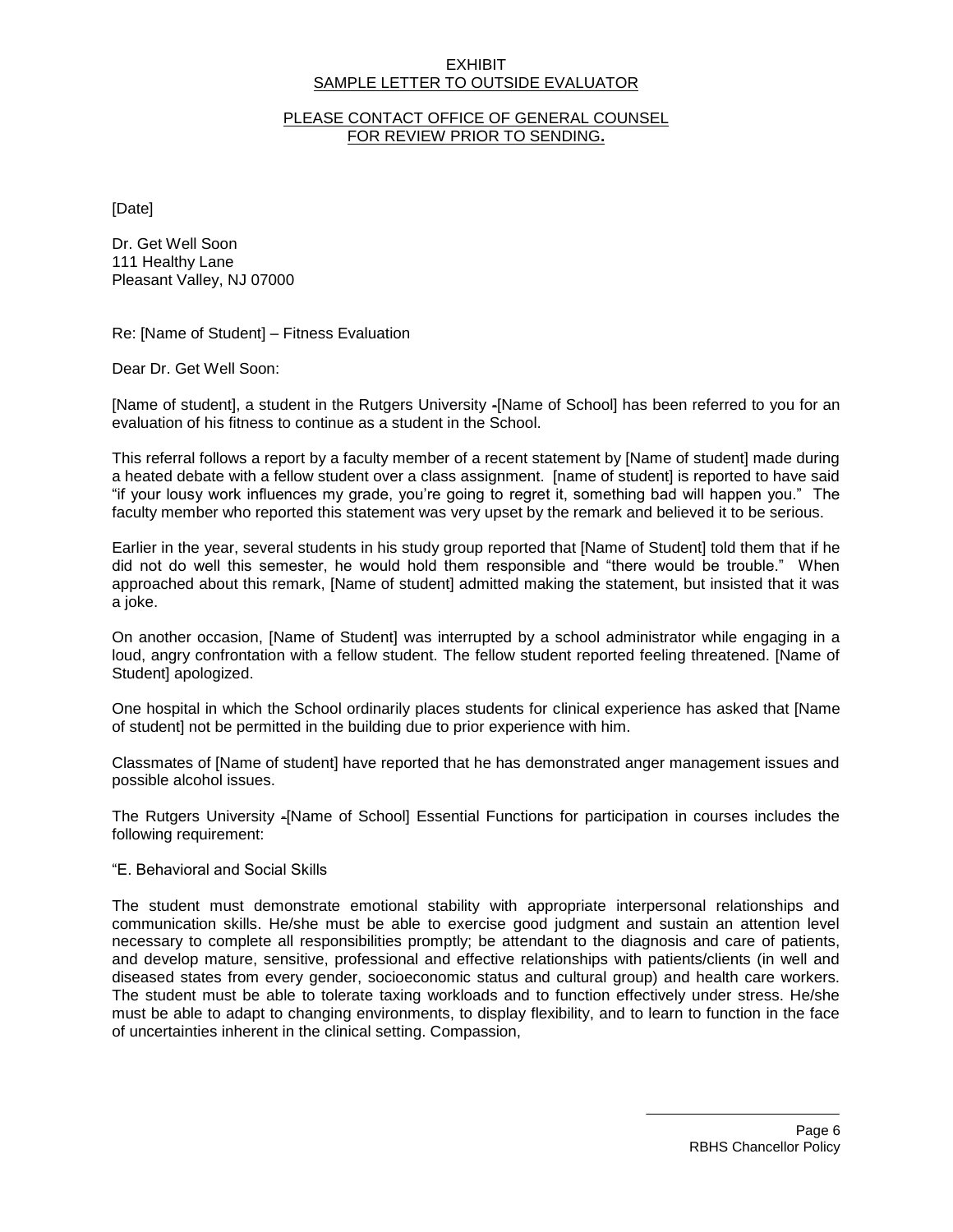EXHIBIT
SAMPLE LETTER TO OUTSIDE EVALUATOR

PLEASE CONTACT OFFICE OF GENERAL COUNSEL
FOR REVIEW PRIOR TO SENDING**.**

[Date]

Dr. Get Well Soon
111 Healthy Lane
Pleasant Valley, NJ 07000

Re: [Name of Student] – Fitness Evaluation

Dear Dr. Get Well Soon:

[Name of student], a student in the Rutgers University -[Name of School] has been referred to you for an evaluation of his fitness to continue as a student in the School.

This referral follows a report by a faculty member of a recent statement by [Name of student] made during a heated debate with a fellow student over a class assignment. [name of student] is reported to have said "if your lousy work influences my grade, you're going to regret it, something bad will happen you." The faculty member who reported this statement was very upset by the remark and believed it to be serious.

Earlier in the year, several students in his study group reported that [Name of Student] told them that if he did not do well this semester, he would hold them responsible and "there would be trouble." When approached about this remark, [Name of student] admitted making the statement, but insisted that it was a joke.

On another occasion, [Name of Student] was interrupted by a school administrator while engaging in a loud, angry confrontation with a fellow student. The fellow student reported feeling threatened. [Name of Student] apologized.

One hospital in which the School ordinarily places students for clinical experience has asked that [Name of student] not be permitted in the building due to prior experience with him.

Classmates of [Name of student] have reported that he has demonstrated anger management issues and possible alcohol issues.

The Rutgers University -[Name of School] Essential Functions for participation in courses includes the following requirement:

"E. Behavioral and Social Skills

The student must demonstrate emotional stability with appropriate interpersonal relationships and communication skills. He/she must be able to exercise good judgment and sustain an attention level necessary to complete all responsibilities promptly; be attendant to the diagnosis and care of patients, and develop mature, sensitive, professional and effective relationships with patients/clients (in well and diseased states from every gender, socioeconomic status and cultural group) and health care workers. The student must be able to tolerate taxing workloads and to function effectively under stress. He/she must be able to adapt to changing environments, to display flexibility, and to learn to function in the face of uncertainties inherent in the clinical setting. Compassion,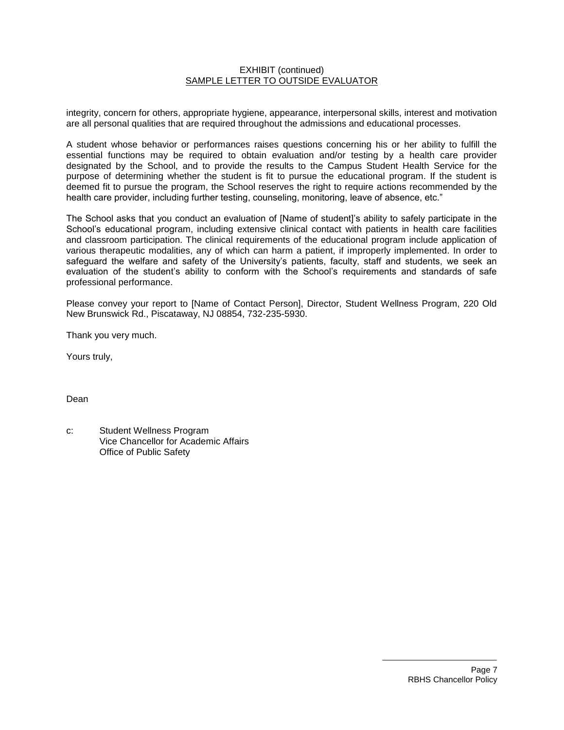EXHIBIT (continued)

SAMPLE LETTER TO OUTSIDE EVALUATOR

integrity, concern for others, appropriate hygiene, appearance, interpersonal skills, interest and motivation are all personal qualities that are required throughout the admissions and educational processes.

A student whose behavior or performances raises questions concerning his or her ability to fulfill the essential functions may be required to obtain evaluation and/or testing by a health care provider designated by the School, and to provide the results to the Campus Student Health Service for the purpose of determining whether the student is fit to pursue the educational program. If the student is deemed fit to pursue the program, the School reserves the right to require actions recommended by the health care provider, including further testing, counseling, monitoring, leave of absence, etc."

The School asks that you conduct an evaluation of [Name of student]'s ability to safely participate in the School's educational program, including extensive clinical contact with patients in health care facilities and classroom participation. The clinical requirements of the educational program include application of various therapeutic modalities, any of which can harm a patient, if improperly implemented. In order to safeguard the welfare and safety of the University's patients, faculty, staff and students, we seek an evaluation of the student's ability to conform with the School's requirements and standards of safe professional performance.

Please convey your report to [Name of Contact Person], Director, Student Wellness Program, 220 Old New Brunswick Rd., Piscataway, NJ 08854, 732-235-5930.

Thank you very much.

Yours truly,

Dean

c: Student Wellness Program
Vice Chancellor for Academic Affairs
Office of Public Safety